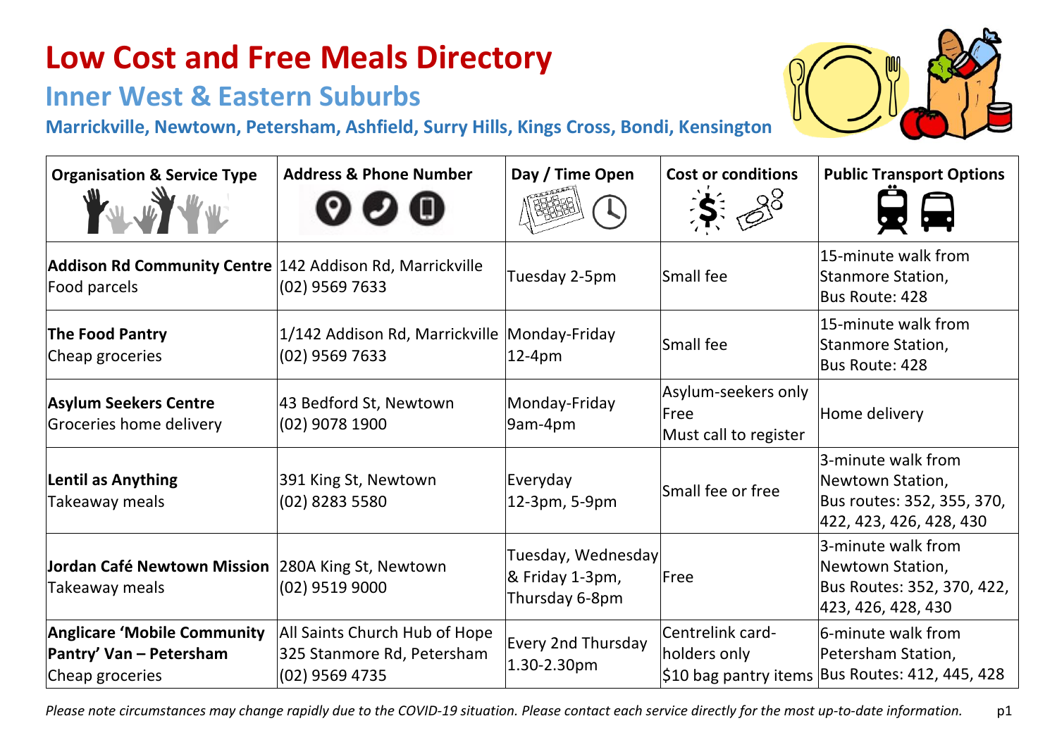# Low Cost and Free Meals Directory

## Inner West & Eastern Suburbs

### Marrickville, Newtown, Petersham, Ashfield, Surry Hills, Kings Cross, Bondi, Kensington

| Organisation & Service Type | Address & Phone Number | Day / Time Open | Cost or conditions | Public Transport Options |
|---|---|---|---|---|
| **Addison Rd Community Centre** Food parcels | 142 Addison Rd, Marrickville (02) 9569 7633 | Tuesday 2-5pm | Small fee | 15-minute walk from Stanmore Station, Bus Route: 428 |
| **The Food Pantry** Cheap groceries | 1/142 Addison Rd, Marrickville (02) 9569 7633 | Monday-Friday 12-4pm | Small fee | 15-minute walk from Stanmore Station, Bus Route: 428 |
| **Asylum Seekers Centre** Groceries home delivery | 43 Bedford St, Newtown (02) 9078 1900 | Monday-Friday 9am-4pm | Asylum-seekers only Free Must call to register | Home delivery |
| **Lentil as Anything** Takeaway meals | 391 King St, Newtown (02) 8283 5580 | Everyday 12-3pm, 5-9pm | Small fee or free | 3-minute walk from Newtown Station, Bus routes: 352, 355, 370, 422, 423, 426, 428, 430 |
| **Jordan Café Newtown Mission** Takeaway meals | 280A King St, Newtown (02) 9519 9000 | Tuesday, Wednesday & Friday 1-3pm, Thursday 6-8pm | Free | 3-minute walk from Newtown Station, Bus Routes: 352, 370, 422, 423, 426, 428, 430 |
| **Anglicare 'Mobile Community Pantry' Van – Petersham** Cheap groceries | All Saints Church Hub of Hope 325 Stanmore Rd, Petersham (02) 9569 4735 | Every 2nd Thursday 1.30-2.30pm | Centrelink card-holders only $10 bag pantry items | 6-minute walk from Petersham Station, Bus Routes: 412, 445, 428 |

*Please note circumstances may change rapidly due to the COVID-19 situation. Please contact each service directly for the most up-to-date information.*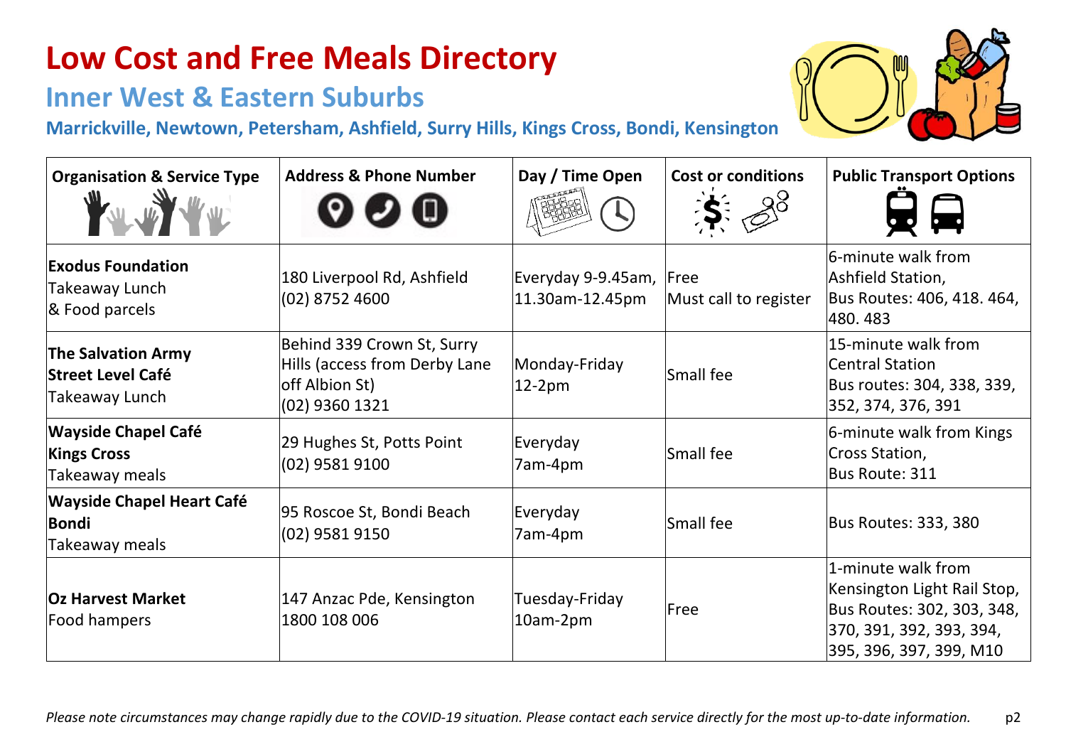# Low Cost and Free Meals Directory

## Inner West & Eastern Suburbs

**Marrickville, Newtown, Petersham, Ashfield, Surry Hills, Kings Cross, Bondi, Kensington**

| Organisation & Service Type | Address & Phone Number | Day / Time Open | Cost or conditions | Public Transport Options |
|---|---|---|---|---|
| **Exodus Foundation** Takeaway Lunch & Food parcels | 180 Liverpool Rd, Ashfield (02) 8752 4600 | Everyday 9-9.45am, 11.30am-12.45pm | Free Must call to register | 6-minute walk from Ashfield Station, Bus Routes: 406, 418. 464, 480. 483 |
| **The Salvation Army Street Level Café** Takeaway Lunch | Behind 339 Crown St, Surry Hills (access from Derby Lane off Albion St) (02) 9360 1321 | Monday-Friday 12-2pm | Small fee | 15-minute walk from Central Station Bus routes: 304, 338, 339, 352, 374, 376, 391 |
| **Wayside Chapel Café Kings Cross** Takeaway meals | 29 Hughes St, Potts Point (02) 9581 9100 | Everyday 7am-4pm | Small fee | 6-minute walk from Kings Cross Station, Bus Route: 311 |
| **Wayside Chapel Heart Café Bondi** Takeaway meals | 95 Roscoe St, Bondi Beach (02) 9581 9150 | Everyday 7am-4pm | Small fee | Bus Routes: 333, 380 |
| **Oz Harvest Market** Food hampers | 147 Anzac Pde, Kensington 1800 108 006 | Tuesday-Friday 10am-2pm | Free | 1-minute walk from Kensington Light Rail Stop, Bus Routes: 302, 303, 348, 370, 391, 392, 393, 394, 395, 396, 397, 399, M10 |

*Please note circumstances may change rapidly due to the COVID-19 situation. Please contact each service directly for the most up-to-date information.*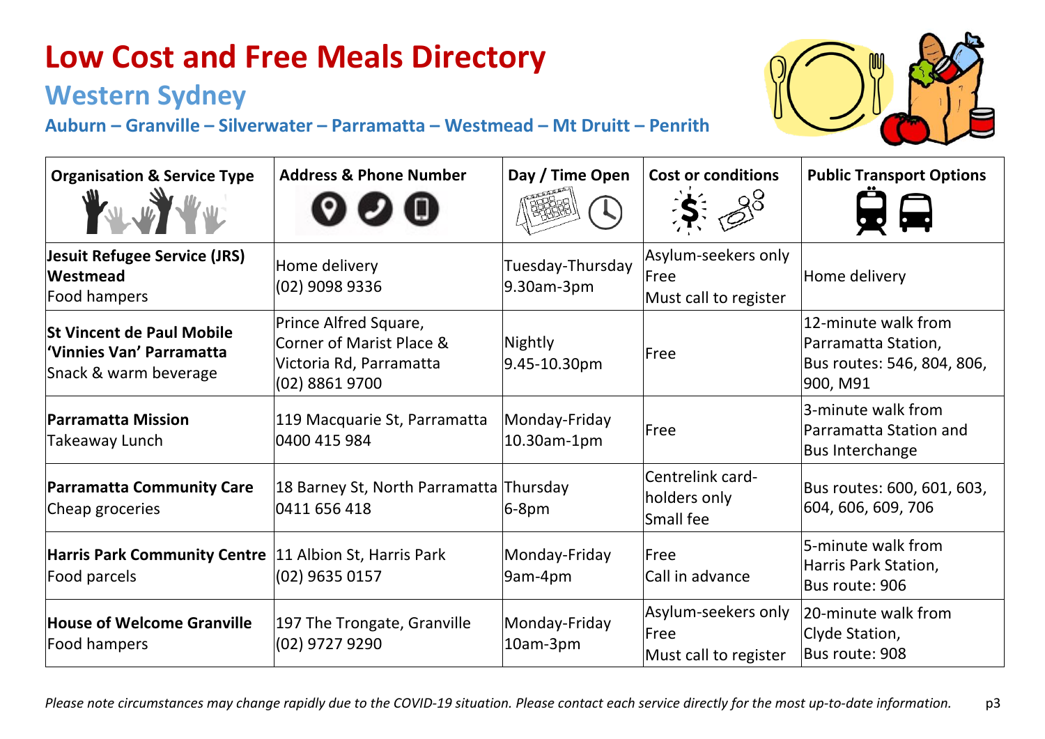# Low Cost and Free Meals Directory

## Western Sydney

### Auburn – Granville – Silverwater – Parramatta – Westmead – Mt Druitt – Penrith

| Organisation & Service Type | Address & Phone Number | Day / Time Open | Cost or conditions | Public Transport Options |
|---|---|---|---|---|
| **Jesuit Refugee Service (JRS) Westmead**<br>Food hampers | Home delivery<br>(02) 9098 9336 | Tuesday-Thursday<br>9.30am-3pm | Asylum-seekers only<br>Free<br>Must call to register | Home delivery |
| **St Vincent de Paul Mobile 'Vinnies Van' Parramatta**<br>Snack & warm beverage | Prince Alfred Square, Corner of Marist Place & Victoria Rd, Parramatta<br>(02) 8861 9700 | Nightly<br>9.45-10.30pm | Free | 12-minute walk from Parramatta Station,<br>Bus routes: 546, 804, 806, 900, M91 |
| **Parramatta Mission**<br>Takeaway Lunch | 119 Macquarie St, Parramatta<br>0400 415 984 | Monday-Friday<br>10.30am-1pm | Free | 3-minute walk from Parramatta Station and Bus Interchange |
| **Parramatta Community Care**<br>Cheap groceries | 18 Barney St, North Parramatta<br>0411 656 418 | Thursday<br>6-8pm | Centrelink card-holders only<br>Small fee | Bus routes: 600, 601, 603, 604, 606, 609, 706 |
| **Harris Park Community Centre**<br>Food parcels | 11 Albion St, Harris Park<br>(02) 9635 0157 | Monday-Friday<br>9am-4pm | Free<br>Call in advance | 5-minute walk from Harris Park Station,<br>Bus route: 906 |
| **House of Welcome Granville**<br>Food hampers | 197 The Trongate, Granville<br>(02) 9727 9290 | Monday-Friday<br>10am-3pm | Asylum-seekers only<br>Free<br>Must call to register | 20-minute walk from Clyde Station,<br>Bus route: 908 |

*Please note circumstances may change rapidly due to the COVID-19 situation. Please contact each service directly for the most up-to-date information.*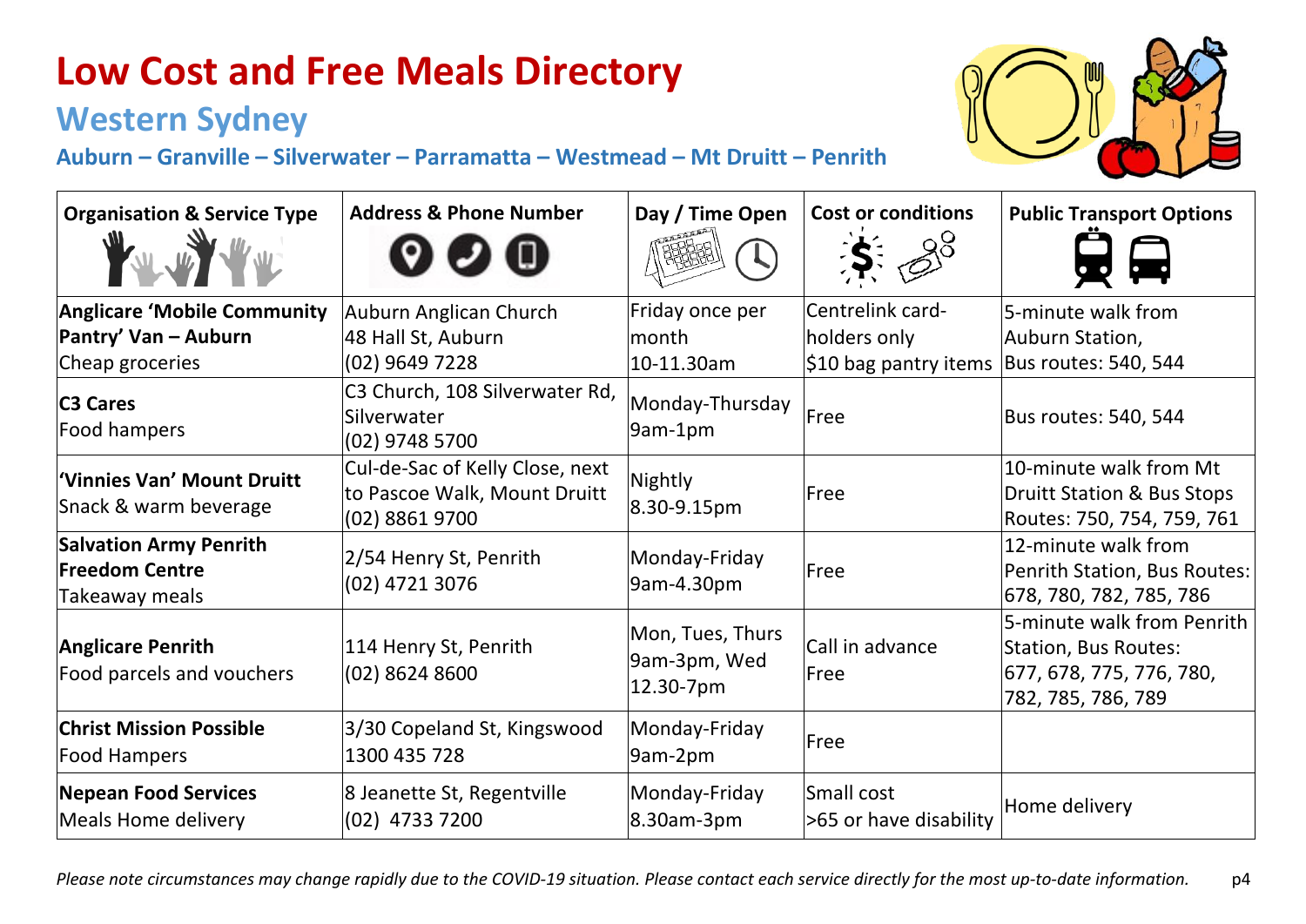# Low Cost and Free Meals Directory

## Western Sydney

### Auburn – Granville – Silverwater – Parramatta – Westmead – Mt Druitt – Penrith

| Organisation & Service Type | Address & Phone Number | Day / Time Open | Cost or conditions | Public Transport Options |
|---|---|---|---|---|
| **Anglicare 'Mobile Community Pantry' Van – Auburn** Cheap groceries | Auburn Anglican Church 48 Hall St, Auburn (02) 9649 7228 | Friday once per month 10-11.30am | Centrelink card-holders only $10 bag pantry items | 5-minute walk from Auburn Station, Bus routes: 540, 544 |
| **C3 Cares** Food hampers | C3 Church, 108 Silverwater Rd, Silverwater (02) 9748 5700 | Monday-Thursday 9am-1pm | Free | Bus routes: 540, 544 |
| **'Vinnies Van' Mount Druitt** Snack & warm beverage | Cul-de-Sac of Kelly Close, next to Pascoe Walk, Mount Druitt (02) 8861 9700 | Nightly 8.30-9.15pm | Free | 10-minute walk from Mt Druitt Station & Bus Stops Routes: 750, 754, 759, 761 |
| **Salvation Army Penrith Freedom Centre** Takeaway meals | 2/54 Henry St, Penrith (02) 4721 3076 | Monday-Friday 9am-4.30pm | Free | 12-minute walk from Penrith Station, Bus Routes: 678, 780, 782, 785, 786 |
| **Anglicare Penrith** Food parcels and vouchers | 114 Henry St, Penrith (02) 8624 8600 | Mon, Tues, Thurs 9am-3pm, Wed 12.30-7pm | Call in advance Free | 5-minute walk from Penrith Station, Bus Routes: 677, 678, 775, 776, 780, 782, 785, 786, 789 |
| **Christ Mission Possible** Food Hampers | 3/30 Copeland St, Kingswood 1300 435 728 | Monday-Friday 9am-2pm | Free | |
| **Nepean Food Services** Meals Home delivery | 8 Jeanette St, Regentville (02) 4733 7200 | Monday-Friday 8.30am-3pm | Small cost >65 or have disability | Home delivery |

*Please note circumstances may change rapidly due to the COVID-19 situation. Please contact each service directly for the most up-to-date information.*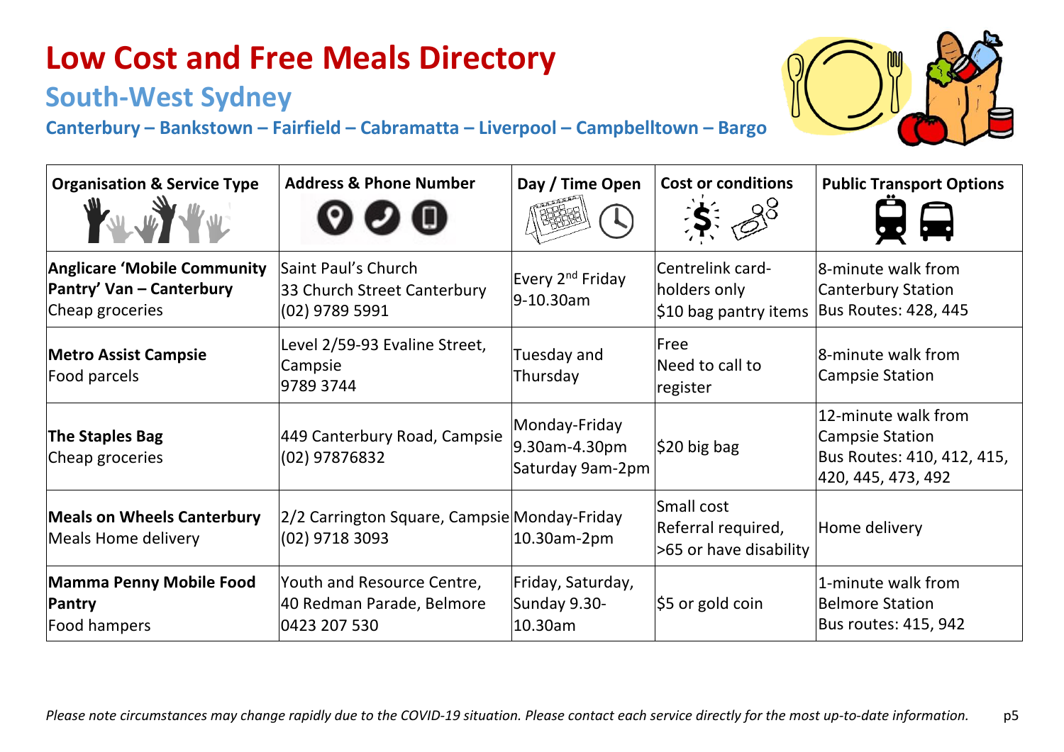# Low Cost and Free Meals Directory

## South-West Sydney

### Canterbury – Bankstown – Fairfield – Cabramatta – Liverpool – Campbelltown – Bargo

| Organisation & Service Type | Address & Phone Number | Day / Time Open | Cost or conditions | Public Transport Options |
|---|---|---|---|---|
| **Anglicare 'Mobile Community Pantry' Van – Canterbury**<br>Cheap groceries | Saint Paul's Church<br>33 Church Street Canterbury<br>(02) 9789 5991 | Every 2nd Friday<br>9-10.30am | Centrelink card-holders only<br>$10 bag pantry items | 8-minute walk from Canterbury Station<br>Bus Routes: 428, 445 |
| **Metro Assist Campsie**<br>Food parcels | Level 2/59-93 Evaline Street, Campsie<br>9789 3744 | Tuesday and Thursday | Free<br>Need to call to register | 8-minute walk from Campsie Station |
| **The Staples Bag**<br>Cheap groceries | 449 Canterbury Road, Campsie<br>(02) 97876832 | Monday-Friday<br>9.30am-4.30pm<br>Saturday 9am-2pm | $20 big bag | 12-minute walk from Campsie Station<br>Bus Routes: 410, 412, 415, 420, 445, 473, 492 |
| **Meals on Wheels Canterbury**<br>Meals Home delivery | 2/2 Carrington Square, Campsie<br>(02) 9718 3093 | Monday-Friday<br>10.30am-2pm | Small cost<br>Referral required, >65 or have disability | Home delivery |
| **Mamma Penny Mobile Food Pantry**<br>Food hampers | Youth and Resource Centre, 40 Redman Parade, Belmore<br>0423 207 530 | Friday, Saturday, Sunday 9.30-10.30am | $5 or gold coin | 1-minute walk from Belmore Station<br>Bus routes: 415, 942 |

*Please note circumstances may change rapidly due to the COVID-19 situation. Please contact each service directly for the most up-to-date information.*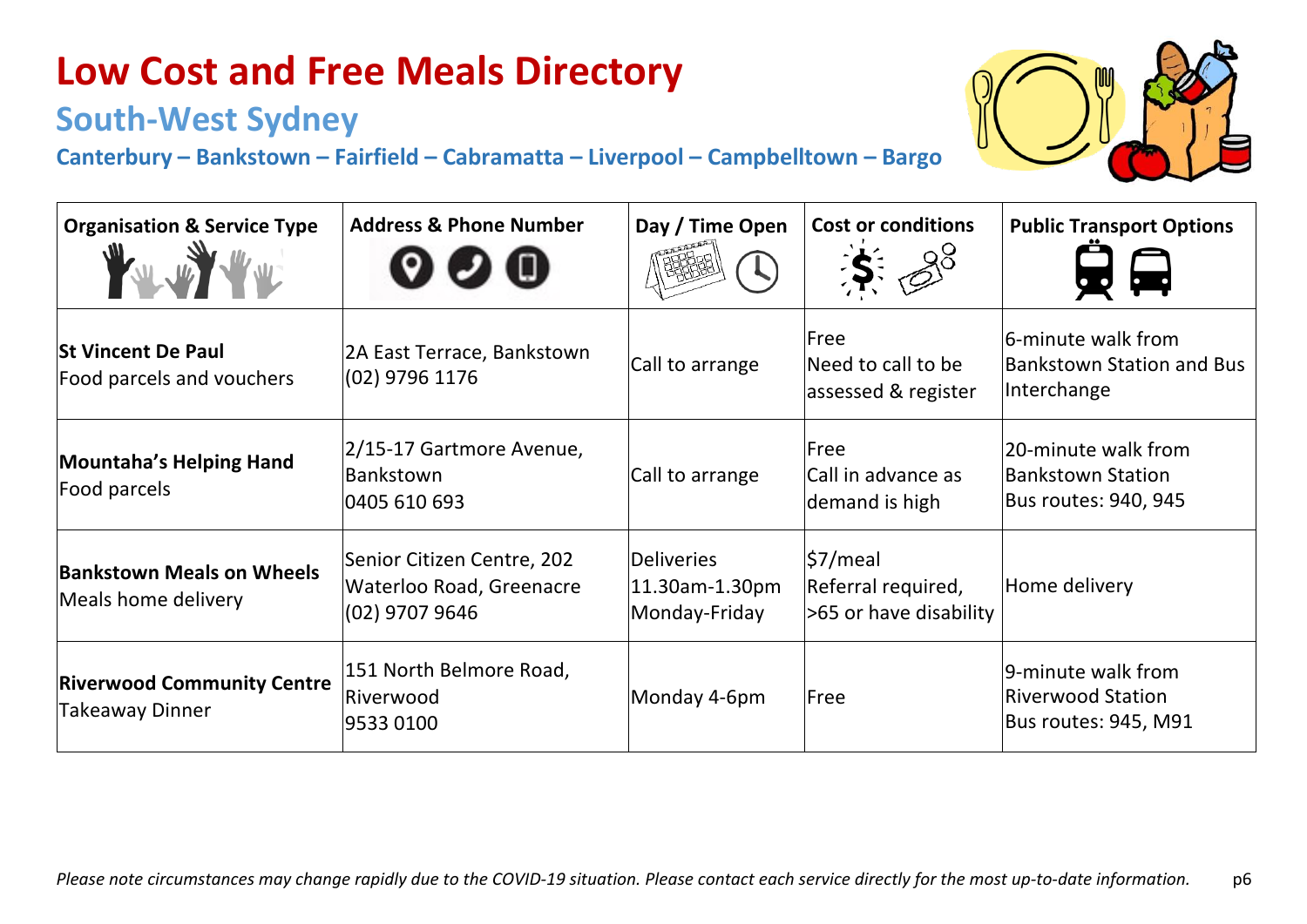# Low Cost and Free Meals Directory

## South-West Sydney

**Canterbury – Bankstown – Fairfield – Cabramatta – Liverpool – Campbelltown – Bargo**

| Organisation & Service Type | Address & Phone Number | Day / Time Open | Cost or conditions | Public Transport Options |
|---|---|---|---|---|
| **St Vincent De Paul**<br>Food parcels and vouchers | 2A East Terrace, Bankstown<br>(02) 9796 1176 | Call to arrange | Free<br>Need to call to be assessed & register | 6-minute walk from Bankstown Station and Bus Interchange |
| **Mountaha's Helping Hand**<br>Food parcels | 2/15-17 Gartmore Avenue, Bankstown<br>0405 610 693 | Call to arrange | Free<br>Call in advance as demand is high | 20-minute walk from Bankstown Station<br>Bus routes: 940, 945 |
| **Bankstown Meals on Wheels**<br>Meals home delivery | Senior Citizen Centre, 202 Waterloo Road, Greenacre<br>(02) 9707 9646 | Deliveries<br>11.30am-1.30pm<br>Monday-Friday | $7/meal<br>Referral required, >65 or have disability | Home delivery |
| **Riverwood Community Centre**<br>Takeaway Dinner | 151 North Belmore Road, Riverwood<br>9533 0100 | Monday 4-6pm | Free | 9-minute walk from Riverwood Station<br>Bus routes: 945, M91 |

*Please note circumstances may change rapidly due to the COVID-19 situation. Please contact each service directly for the most up-to-date information.*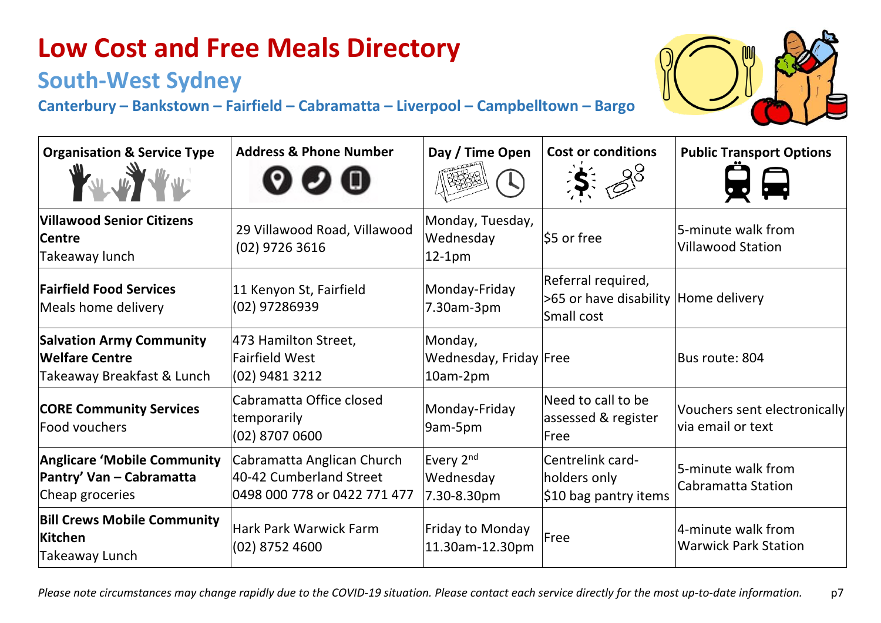# Low Cost and Free Meals Directory

## South-West Sydney

### Canterbury – Bankstown – Fairfield – Cabramatta – Liverpool – Campbelltown – Bargo

| Organisation & Service Type | Address & Phone Number | Day / Time Open | Cost or conditions | Public Transport Options |
|---|---|---|---|---|
| **Villawood Senior Citizens Centre** Takeaway lunch | 29 Villawood Road, Villawood (02) 9726 3616 | Monday, Tuesday, Wednesday 12-1pm | $5 or free | 5-minute walk from Villawood Station |
| **Fairfield Food Services** Meals home delivery | 11 Kenyon St, Fairfield (02) 97286939 | Monday-Friday 7.30am-3pm | Referral required, >65 or have disability Small cost | Home delivery |
| **Salvation Army Community Welfare Centre** Takeaway Breakfast & Lunch | 473 Hamilton Street, Fairfield West (02) 9481 3212 | Monday, Wednesday, Friday 10am-2pm | Free | Bus route: 804 |
| **CORE Community Services** Food vouchers | Cabramatta Office closed temporarily (02) 8707 0600 | Monday-Friday 9am-5pm | Need to call to be assessed & register Free | Vouchers sent electronically via email or text |
| **Anglicare 'Mobile Community Pantry' Van – Cabramatta** Cheap groceries | Cabramatta Anglican Church 40-42 Cumberland Street 0498 000 778 or 0422 771 477 | Every 2nd Wednesday 7.30-8.30pm | Centrelink card-holders only $10 bag pantry items | 5-minute walk from Cabramatta Station |
| **Bill Crews Mobile Community Kitchen** Takeaway Lunch | Hark Park Warwick Farm (02) 8752 4600 | Friday to Monday 11.30am-12.30pm | Free | 4-minute walk from Warwick Park Station |

*Please note circumstances may change rapidly due to the COVID-19 situation. Please contact each service directly for the most up-to-date information.*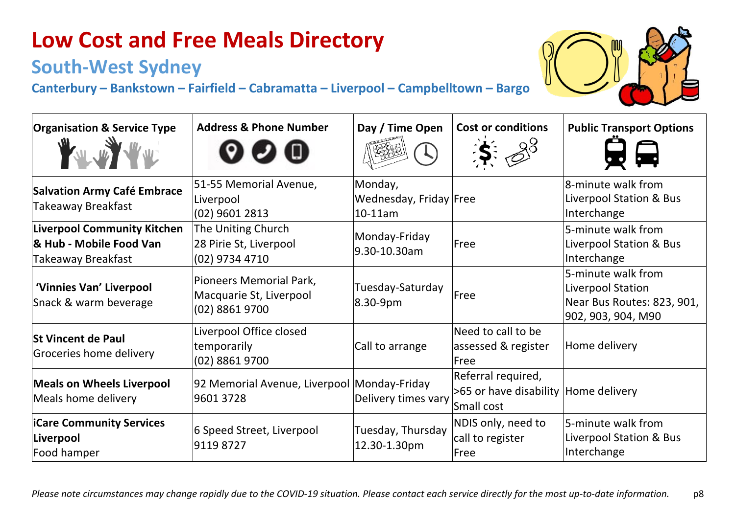# Low Cost and Free Meals Directory

## South-West Sydney

### Canterbury – Bankstown – Fairfield – Cabramatta – Liverpool – Campbelltown – Bargo

| Organisation & Service Type | Address & Phone Number | Day / Time Open | Cost or conditions | Public Transport Options |
|---|---|---|---|---|
| **Salvation Army Café Embrace** Takeaway Breakfast | 51-55 Memorial Avenue, Liverpool (02) 9601 2813 | Monday, Wednesday, Friday 10-11am | Free | 8-minute walk from Liverpool Station & Bus Interchange |
| **Liverpool Community Kitchen & Hub - Mobile Food Van** Takeaway Breakfast | The Uniting Church 28 Pirie St, Liverpool (02) 9734 4710 | Monday-Friday 9.30-10.30am | Free | 5-minute walk from Liverpool Station & Bus Interchange |
| **'Vinnies Van' Liverpool** Snack & warm beverage | Pioneers Memorial Park, Macquarie St, Liverpool (02) 8861 9700 | Tuesday-Saturday 8.30-9pm | Free | 5-minute walk from Liverpool Station Near Bus Routes: 823, 901, 902, 903, 904, M90 |
| **St Vincent de Paul** Groceries home delivery | Liverpool Office closed temporarily (02) 8861 9700 | Call to arrange | Need to call to be assessed & register Free | Home delivery |
| **Meals on Wheels Liverpool** Meals home delivery | 92 Memorial Avenue, Liverpool 9601 3728 | Monday-Friday Delivery times vary | Referral required, >65 or have disability Small cost | Home delivery |
| **iCare Community Services Liverpool** Food hamper | 6 Speed Street, Liverpool 9119 8727 | Tuesday, Thursday 12.30-1.30pm | NDIS only, need to call to register Free | 5-minute walk from Liverpool Station & Bus Interchange |

*Please note circumstances may change rapidly due to the COVID-19 situation. Please contact each service directly for the most up-to-date information.*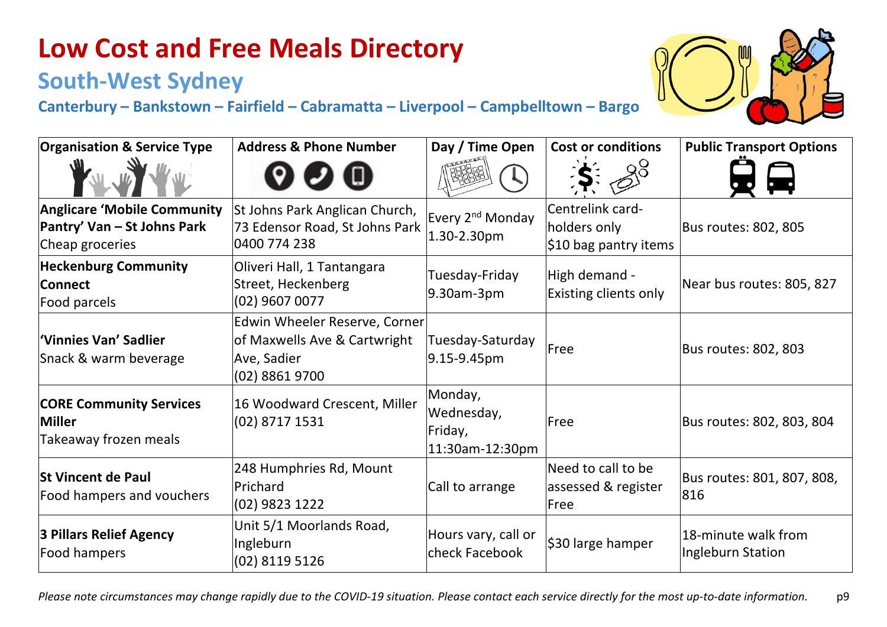# Low Cost and Free Meals Directory

## South-West Sydney

### Canterbury – Bankstown – Fairfield – Cabramatta – Liverpool – Campbelltown – Bargo

| Organisation & Service Type | Address & Phone Number | Day / Time Open | Cost or conditions | Public Transport Options |
|---|---|---|---|---|
| **Anglicare 'Mobile Community Pantry' Van – St Johns Park**<br>Cheap groceries | St Johns Park Anglican Church, 73 Edensor Road, St Johns Park<br>0400 774 238 | Every 2nd Monday<br>1.30-2.30pm | Centrelink card-holders only<br>$10 bag pantry items | Bus routes: 802, 805 |
| **Heckenburg Community Connect**<br>Food parcels | Oliveri Hall, 1 Tantangara Street, Heckenberg<br>(02) 9607 0077 | Tuesday-Friday<br>9.30am-3pm | High demand -<br>Existing clients only | Near bus routes: 805, 827 |
| **'Vinnies Van' Sadlier**<br>Snack & warm beverage | Edwin Wheeler Reserve, Corner of Maxwells Ave & Cartwright Ave, Sadier<br>(02) 8861 9700 | Tuesday-Saturday<br>9.15-9.45pm | Free | Bus routes: 802, 803 |
| **CORE Community Services Miller**<br>Takeaway frozen meals | 16 Woodward Crescent, Miller<br>(02) 8717 1531 | Monday, Wednesday, Friday,<br>11:30am-12:30pm | Free | Bus routes: 802, 803, 804 |
| **St Vincent de Paul**<br>Food hampers and vouchers | 248 Humphries Rd, Mount Prichard<br>(02) 9823 1222 | Call to arrange | Need to call to be assessed & register<br>Free | Bus routes: 801, 807, 808, 816 |
| **3 Pillars Relief Agency**<br>Food hampers | Unit 5/1 Moorlands Road, Ingleburn<br>(02) 8119 5126 | Hours vary, call or check Facebook | $30 large hamper | 18-minute walk from Ingleburn Station |

*Please note circumstances may change rapidly due to the COVID-19 situation. Please contact each service directly for the most up-to-date information.*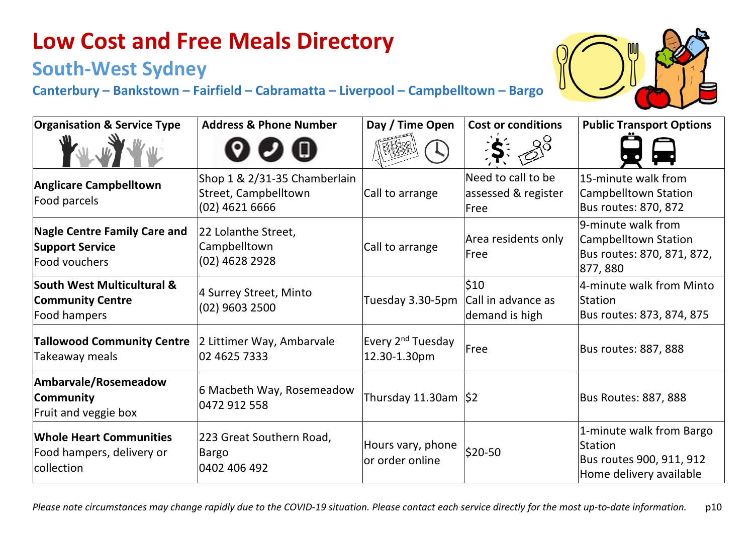# Low Cost and Free Meals Directory

## South-West Sydney

**Canterbury – Bankstown – Fairfield – Cabramatta – Liverpool – Campbelltown – Bargo**

| Organisation & Service Type | Address & Phone Number | Day / Time Open | Cost or conditions | Public Transport Options |
|---|---|---|---|---|
| **Anglicare Campbelltown**<br>Food parcels | Shop 1 & 2/31-35 Chamberlain Street, Campbelltown<br>(02) 4621 6666 | Call to arrange | Need to call to be assessed & register<br>Free | 15-minute walk from Campbelltown Station<br>Bus routes: 870, 872 |
| **Nagle Centre Family Care and Support Service**<br>Food vouchers | 22 Lolanthe Street, Campbelltown<br>(02) 4628 2928 | Call to arrange | Area residents only<br>Free | 9-minute walk from Campbelltown Station<br>Bus routes: 870, 871, 872, 877, 880 |
| **South West Multicultural & Community Centre**<br>Food hampers | 4 Surrey Street, Minto<br>(02) 9603 2500 | Tuesday 3.30-5pm | $10<br>Call in advance as demand is high | 4-minute walk from Minto Station<br>Bus routes: 873, 874, 875 |
| **Tallowood Community Centre**<br>Takeaway meals | 2 Littimer Way, Ambarvale<br>02 4625 7333 | Every 2nd Tuesday<br>12.30-1.30pm | Free | Bus routes: 887, 888 |
| **Ambarvale/Rosemeadow Community**<br>Fruit and veggie box | 6 Macbeth Way, Rosemeadow<br>0472 912 558 | Thursday 11.30am | $2 | Bus Routes: 887, 888 |
| **Whole Heart Communities**<br>Food hampers, delivery or collection | 223 Great Southern Road, Bargo<br>0402 406 492 | Hours vary, phone or order online | $20-50 | 1-minute walk from Bargo Station<br>Bus routes 900, 911, 912<br>Home delivery available |

*Please note circumstances may change rapidly due to the COVID-19 situation. Please contact each service directly for the most up-to-date information.*